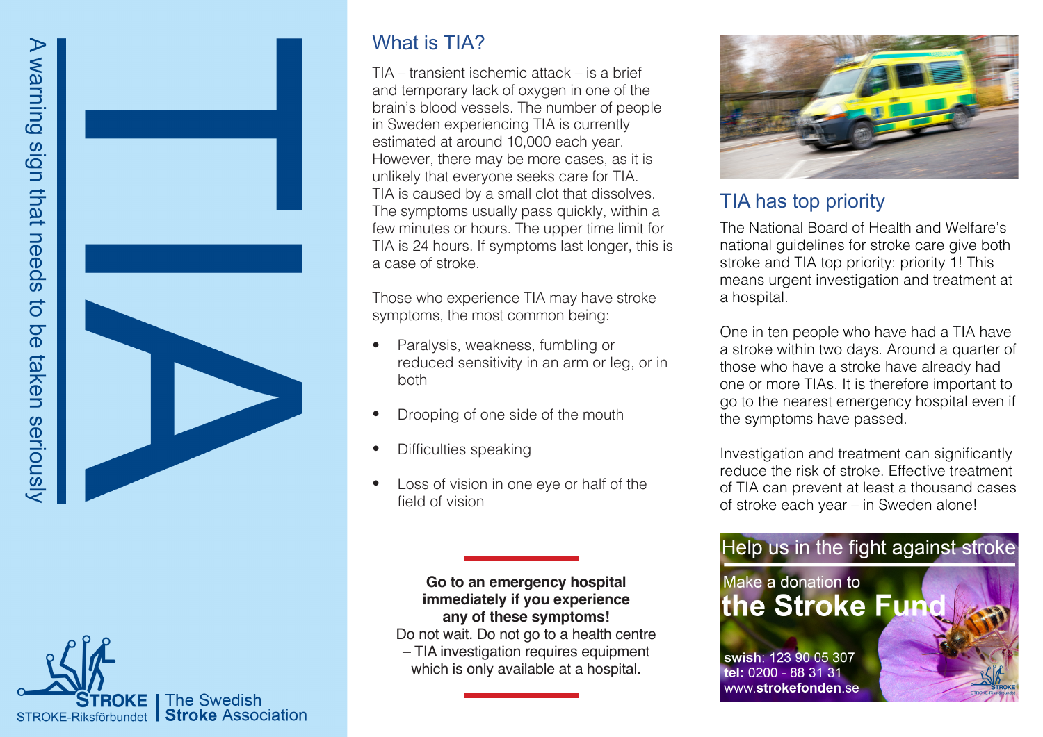# TIA

A warning sign that needs to be taken seriously

STROKE | The Swedish Stroke Association
STROKE-Riksförbundet

## What is TIA?

TIA – transient ischemic attack – is a brief and temporary lack of oxygen in one of the brain's blood vessels. The number of people in Sweden experiencing TIA is currently estimated at around 10,000 each year. However, there may be more cases, as it is unlikely that everyone seeks care for TIA. TIA is caused by a small clot that dissolves. The symptoms usually pass quickly, within a few minutes or hours. The upper time limit for TIA is 24 hours. If symptoms last longer, this is a case of stroke.

Those who experience TIA may have stroke symptoms, the most common being:

- Paralysis, weakness, fumbling or reduced sensitivity in an arm or leg, or in both
- Drooping of one side of the mouth
- Difficulties speaking
- Loss of vision in one eye or half of the field of vision

**Go to an emergency hospital immediately if you experience any of these symptoms!**
Do not wait. Do not go to a health centre – TIA investigation requires equipment which is only available at a hospital.

## TIA has top priority

The National Board of Health and Welfare's national guidelines for stroke care give both stroke and TIA top priority: priority 1! This means urgent investigation and treatment at a hospital.

One in ten people who have had a TIA have a stroke within two days. Around a quarter of those who have a stroke have already had one or more TIAs. It is therefore important to go to the nearest emergency hospital even if the symptoms have passed.

Investigation and treatment can significantly reduce the risk of stroke. Effective treatment of TIA can prevent at least a thousand cases of stroke each year – in Sweden alone!

## Help us in the fight against stroke

Make a donation to
**the Stroke Fund**

**swish**: 123 90 05 307
**tel:** 0200 - 88 31 31
www.**strokefonden**.se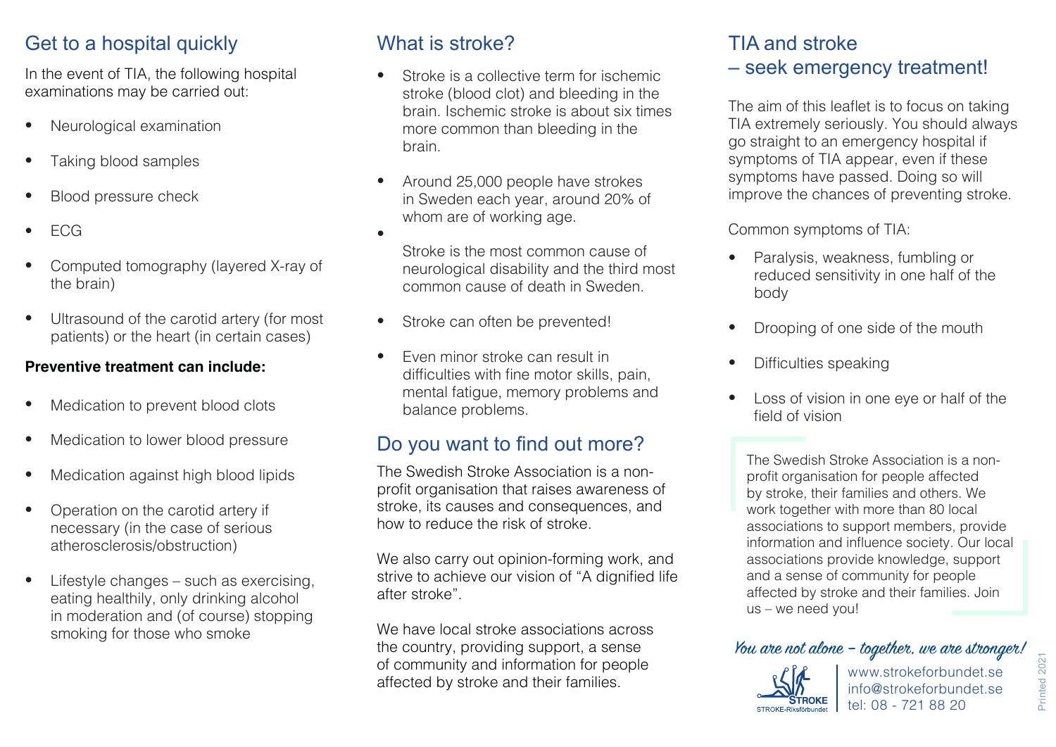## Get to a hospital quickly

In the event of TIA, the following hospital examinations may be carried out:

- Neurological examination
- Taking blood samples
- Blood pressure check
- ECG
- Computed tomography (layered X-ray of the brain)
- Ultrasound of the carotid artery (for most patients) or the heart (in certain cases)

**Preventive treatment can include:**

- Medication to prevent blood clots
- Medication to lower blood pressure
- Medication against high blood lipids
- Operation on the carotid artery if necessary (in the case of serious atherosclerosis/obstruction)
- Lifestyle changes – such as exercising, eating healthily, only drinking alcohol in moderation and (of course) stopping smoking for those who smoke

## What is stroke?

- Stroke is a collective term for ischemic stroke (blood clot) and bleeding in the brain. Ischemic stroke is about six times more common than bleeding in the brain.
- Around 25,000 people have strokes in Sweden each year, around 20% of whom are of working age.
- Stroke is the most common cause of neurological disability and the third most common cause of death in Sweden.
- Stroke can often be prevented!
- Even minor stroke can result in difficulties with fine motor skills, pain, mental fatigue, memory problems and balance problems.

## Do you want to find out more?

The Swedish Stroke Association is a non-profit organisation that raises awareness of stroke, its causes and consequences, and how to reduce the risk of stroke.

We also carry out opinion-forming work, and strive to achieve our vision of "A dignified life after stroke".

We have local stroke associations across the country, providing support, a sense of community and information for people affected by stroke and their families.

## TIA and stroke – seek emergency treatment!

The aim of this leaflet is to focus on taking TIA extremely seriously. You should always go straight to an emergency hospital if symptoms of TIA appear, even if these symptoms have passed. Doing so will improve the chances of preventing stroke.

Common symptoms of TIA:

- Paralysis, weakness, fumbling or reduced sensitivity in one half of the body
- Drooping of one side of the mouth
- Difficulties speaking
- Loss of vision in one eye or half of the field of vision

The Swedish Stroke Association is a non-profit organisation for people affected by stroke, their families and others. We work together with more than 80 local associations to support members, provide information and influence society. Our local associations provide knowledge, support and a sense of community for people affected by stroke and their families. Join us – we need you!

*You are not alone – together, we are stronger!*

STROKE
STROKE-Riksförbundet

www.strokeforbundet.se
info@strokeforbundet.se
tel: 08 - 721 88 20

Printed 2021